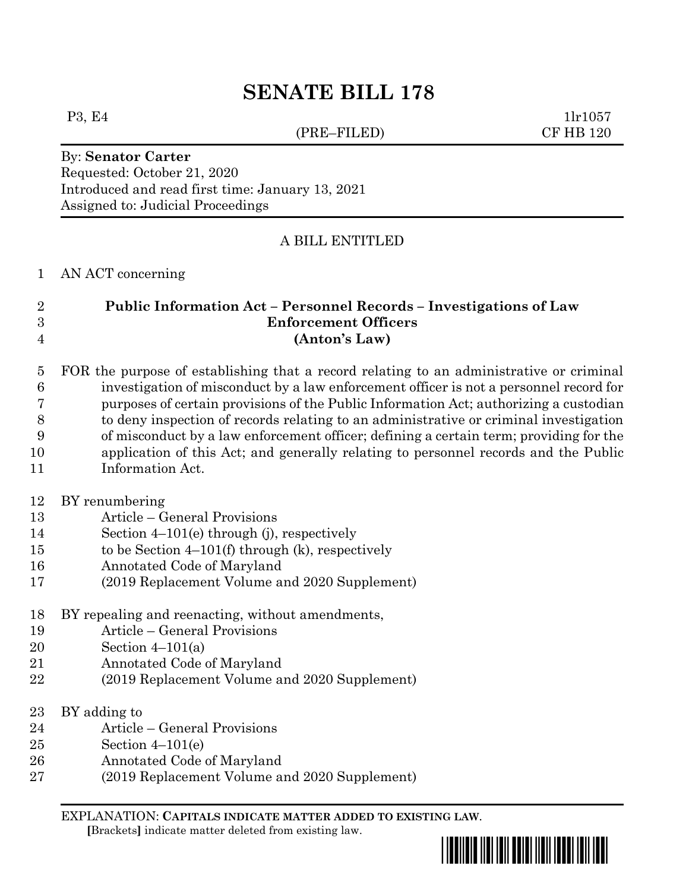# SENATE BILL 178

P3, E4 1lr1057

(PRE–FILED) CF HB 120

By: **Senator Carter**
Requested: October 21, 2020
Introduced and read first time: January 13, 2021
Assigned to: Judicial Proceedings

A BILL ENTITLED

1 AN ACT concerning

2 **Public Information Act – Personnel Records – Investigations of Law**
3 **Enforcement Officers**
4 **(Anton's Law)**

5 FOR the purpose of establishing that a record relating to an administrative or criminal
6 investigation of misconduct by a law enforcement officer is not a personnel record for
7 purposes of certain provisions of the Public Information Act; authorizing a custodian
8 to deny inspection of records relating to an administrative or criminal investigation
9 of misconduct by a law enforcement officer; defining a certain term; providing for the
10 application of this Act; and generally relating to personnel records and the Public
11 Information Act.

12 BY renumbering
13 Article – General Provisions
14 Section 4–101(e) through (j), respectively
15 to be Section 4–101(f) through (k), respectively
16 Annotated Code of Maryland
17 (2019 Replacement Volume and 2020 Supplement)

18 BY repealing and reenacting, without amendments,
19 Article – General Provisions
20 Section 4–101(a)
21 Annotated Code of Maryland
22 (2019 Replacement Volume and 2020 Supplement)

23 BY adding to
24 Article – General Provisions
25 Section 4–101(e)
26 Annotated Code of Maryland
27 (2019 Replacement Volume and 2020 Supplement)

EXPLANATION: **CAPITALS INDICATE MATTER ADDED TO EXISTING LAW.**
**[**Brackets**]** indicate matter deleted from existing law.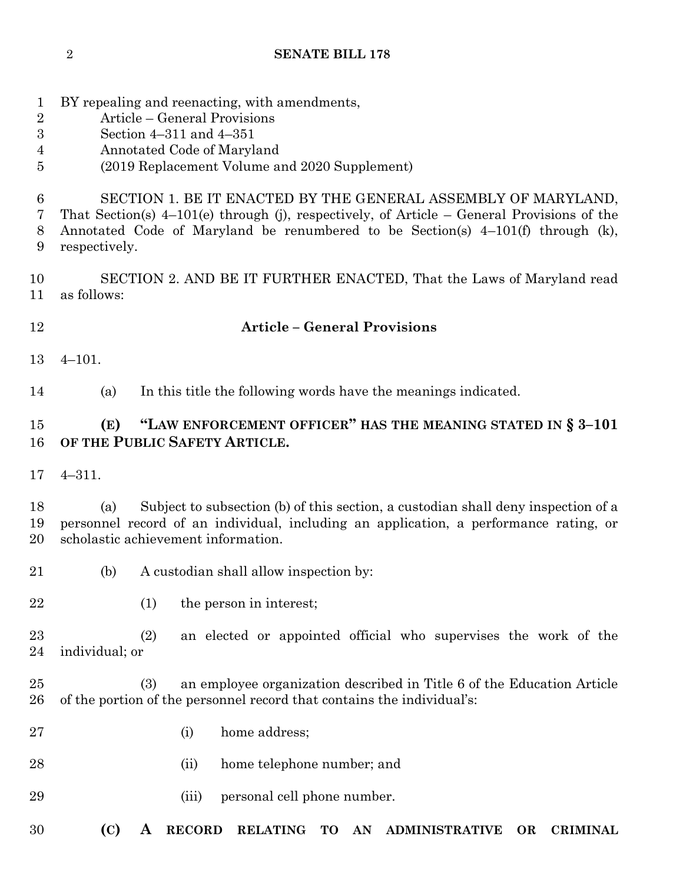BY repealing and reenacting, with amendments,
Article – General Provisions
Section 4–311 and 4–351
Annotated Code of Maryland
(2019 Replacement Volume and 2020 Supplement)

SECTION 1. BE IT ENACTED BY THE GENERAL ASSEMBLY OF MARYLAND, That Section(s) 4–101(e) through (j), respectively, of Article – General Provisions of the Annotated Code of Maryland be renumbered to be Section(s) 4–101(f) through (k), respectively.

SECTION 2. AND BE IT FURTHER ENACTED, That the Laws of Maryland read as follows:

## Article – General Provisions

4–101.

(a) In this title the following words have the meanings indicated.

**(E) "LAW ENFORCEMENT OFFICER" HAS THE MEANING STATED IN § 3–101 OF THE PUBLIC SAFETY ARTICLE.**

4–311.

(a) Subject to subsection (b) of this section, a custodian shall deny inspection of a personnel record of an individual, including an application, a performance rating, or scholastic achievement information.

(b) A custodian shall allow inspection by:

(1) the person in interest;

(2) an elected or appointed official who supervises the work of the individual; or

(3) an employee organization described in Title 6 of the Education Article of the portion of the personnel record that contains the individual's:

(i) home address;

(ii) home telephone number; and

(iii) personal cell phone number.

**(C) A RECORD RELATING TO AN ADMINISTRATIVE OR CRIMINAL**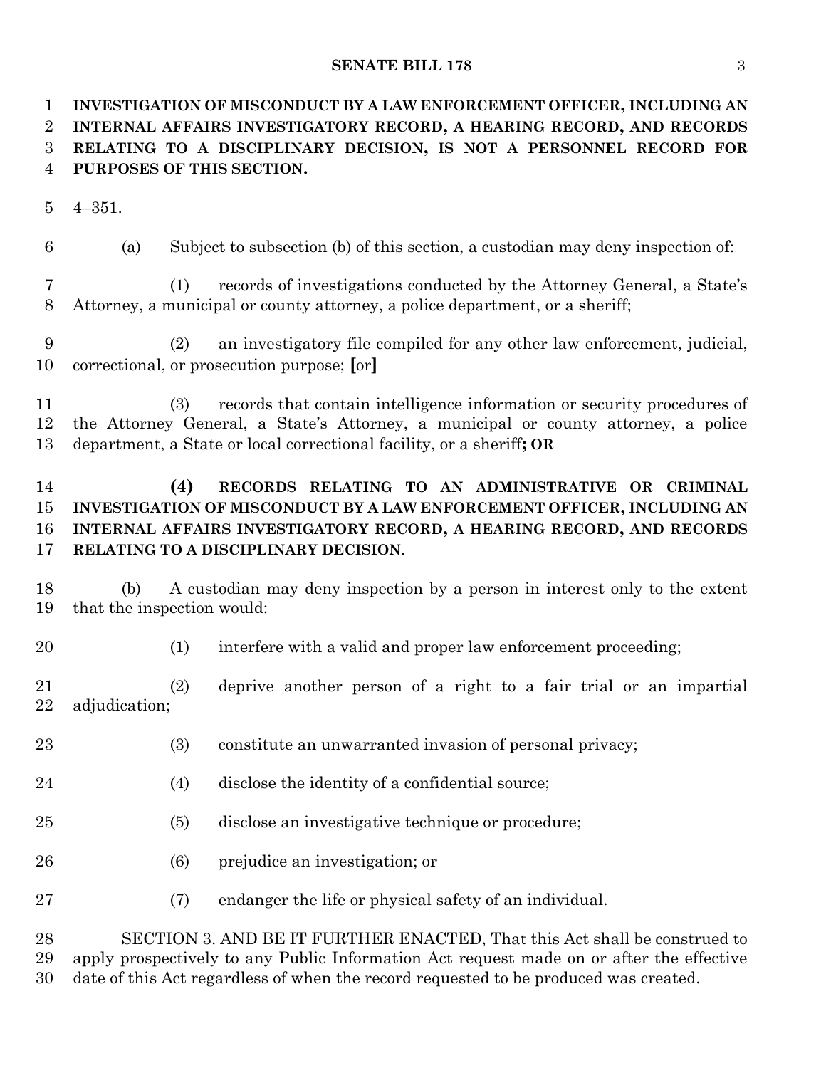**INVESTIGATION OF MISCONDUCT BY A LAW ENFORCEMENT OFFICER, INCLUDING AN INTERNAL AFFAIRS INVESTIGATORY RECORD, A HEARING RECORD, AND RECORDS RELATING TO A DISCIPLINARY DECISION, IS NOT A PERSONNEL RECORD FOR PURPOSES OF THIS SECTION.**

4–351.

(a) Subject to subsection (b) of this section, a custodian may deny inspection of:

(1) records of investigations conducted by the Attorney General, a State's Attorney, a municipal or county attorney, a police department, or a sheriff;

(2) an investigatory file compiled for any other law enforcement, judicial, correctional, or prosecution purpose; **[**or**]**

(3) records that contain intelligence information or security procedures of the Attorney General, a State's Attorney, a municipal or county attorney, a police department, a State or local correctional facility, or a sheriff**; OR**

**(4) RECORDS RELATING TO AN ADMINISTRATIVE OR CRIMINAL INVESTIGATION OF MISCONDUCT BY A LAW ENFORCEMENT OFFICER, INCLUDING AN INTERNAL AFFAIRS INVESTIGATORY RECORD, A HEARING RECORD, AND RECORDS RELATING TO A DISCIPLINARY DECISION**.

(b) A custodian may deny inspection by a person in interest only to the extent that the inspection would:

(1) interfere with a valid and proper law enforcement proceeding;

(2) deprive another person of a right to a fair trial or an impartial adjudication;

(3) constitute an unwarranted invasion of personal privacy;

(4) disclose the identity of a confidential source;

(5) disclose an investigative technique or procedure;

(6) prejudice an investigation; or

(7) endanger the life or physical safety of an individual.

SECTION 3. AND BE IT FURTHER ENACTED, That this Act shall be construed to apply prospectively to any Public Information Act request made on or after the effective date of this Act regardless of when the record requested to be produced was created.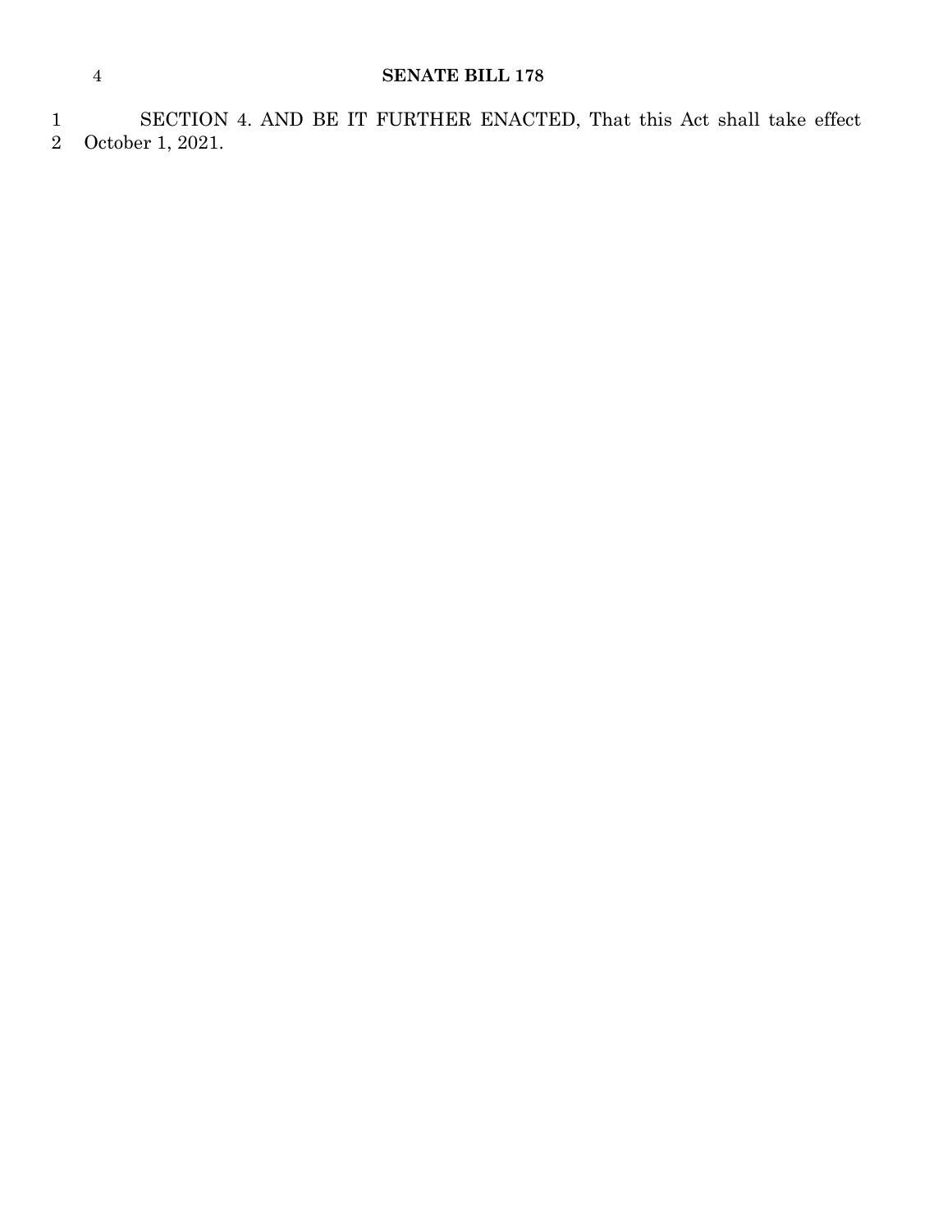SECTION 4. AND BE IT FURTHER ENACTED, That this Act shall take effect October 1, 2021.